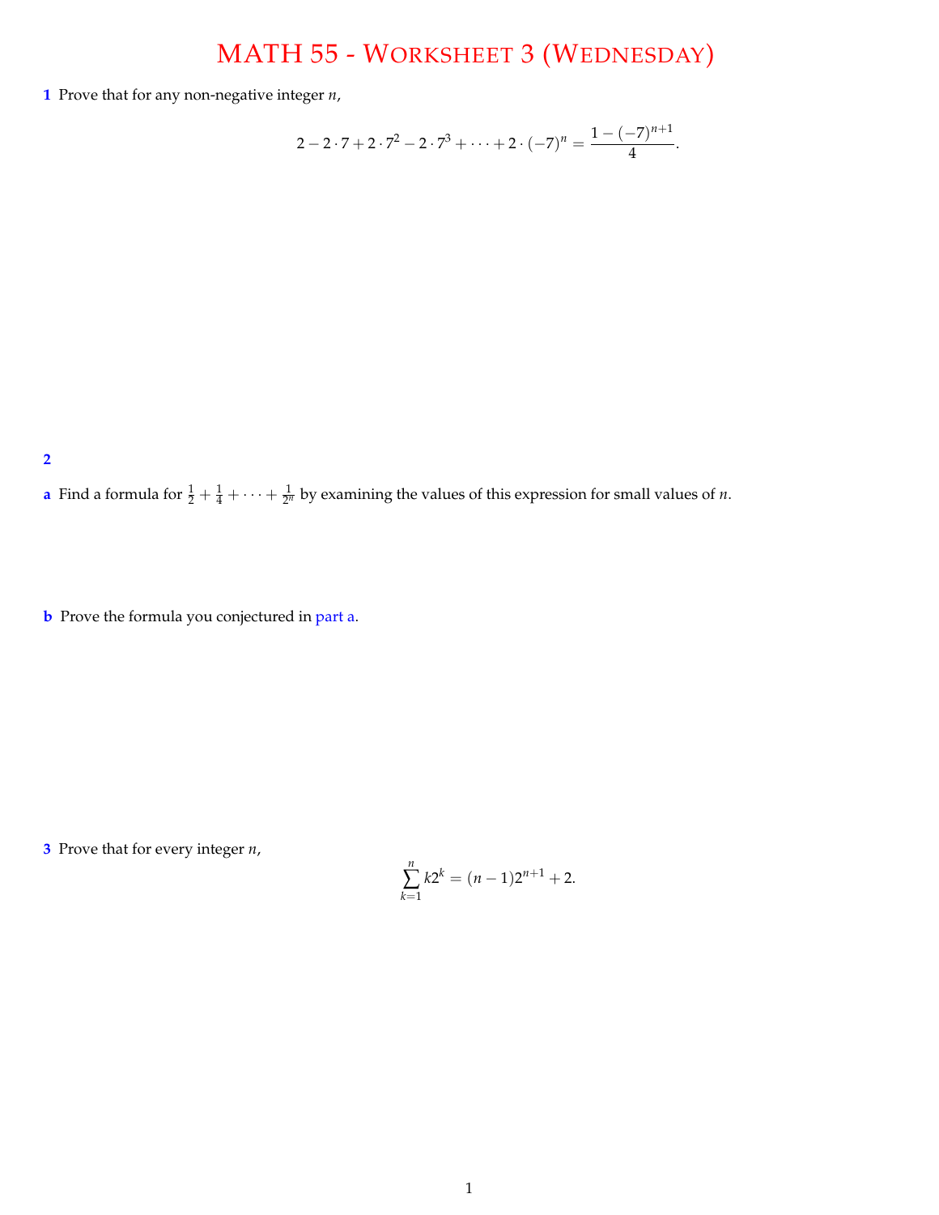# MATH 55 - Worksheet 3 (Wednesday)

**1** Prove that for any non-negative integer $n$,

$$2 - 2 \cdot 7 + 2 \cdot 7^2 - 2 \cdot 7^3 + \cdots + 2 \cdot (-7)^n = \frac{1 - (-7)^{n+1}}{4}.$$

**2**

**a** Find a formula for $\frac{1}{2} + \frac{1}{4} + \cdots + \frac{1}{2^n}$ by examining the values of this expression for small values of $n$.

**b** Prove the formula you conjectured in part a.

**3** Prove that for every integer $n$,

$$\sum_{k=1}^{n} k2^k = (n-1)2^{n+1} + 2.$$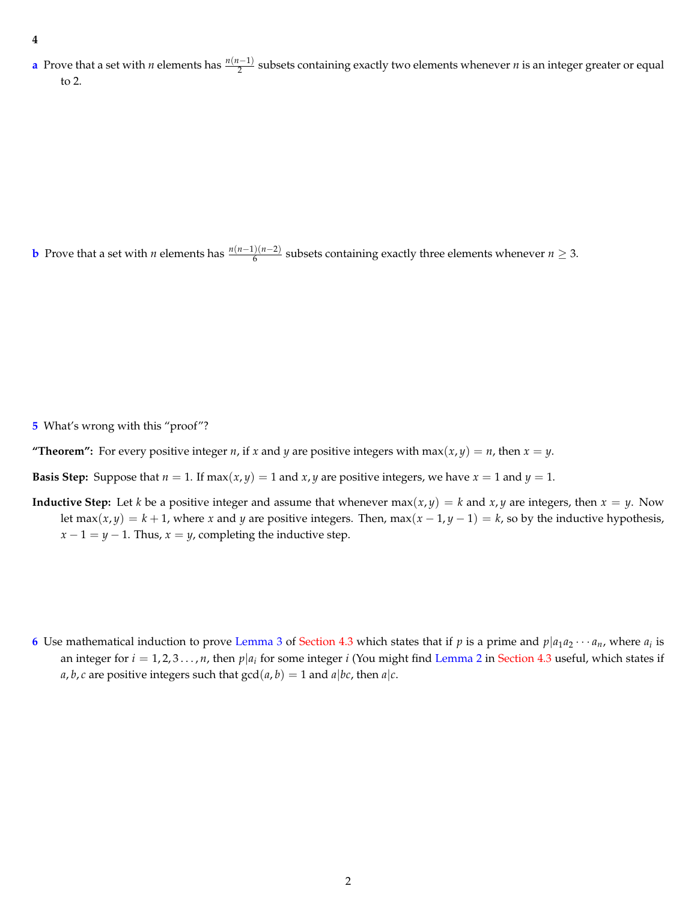**4**

**a** Prove that a set with $n$ elements has $\frac{n(n-1)}{2}$ subsets containing exactly two elements whenever $n$ is an integer greater or equal to 2.

**b** Prove that a set with $n$ elements has $\frac{n(n-1)(n-2)}{6}$ subsets containing exactly three elements whenever $n \geq 3$.

**5** What's wrong with this "proof"?

**"Theorem":** For every positive integer $n$, if $x$ and $y$ are positive integers with $\max(x, y) = n$, then $x = y$.

**Basis Step:** Suppose that $n = 1$. If $\max(x, y) = 1$ and $x, y$ are positive integers, we have $x = 1$ and $y = 1$.

**Inductive Step:** Let $k$ be a positive integer and assume that whenever $\max(x, y) = k$ and $x, y$ are integers, then $x = y$. Now let $\max(x, y) = k + 1$, where $x$ and $y$ are positive integers. Then, $\max(x - 1, y - 1) = k$, so by the inductive hypothesis, $x - 1 = y - 1$. Thus, $x = y$, completing the inductive step.

**6** Use mathematical induction to prove Lemma 3 of Section 4.3 which states that if $p$ is a prime and $p | a_1 a_2 \cdots a_n$, where $a_i$ is an integer for $i = 1, 2, 3 \ldots, n$, then $p | a_i$ for some integer $i$ (You might find Lemma 2 in Section 4.3 useful, which states if $a, b, c$ are positive integers such that $\gcd(a, b) = 1$ and $a | bc$, then $a | c$.